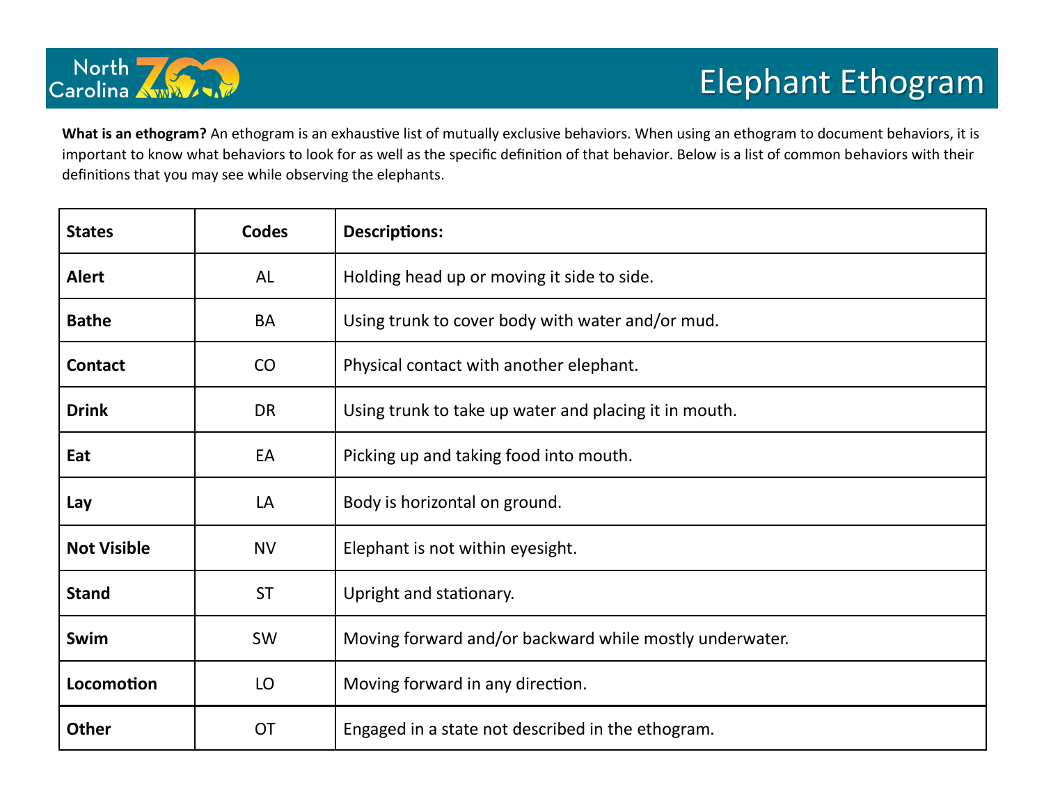North Carolina Zoo

# Elephant Ethogram

**What is an ethogram?** An ethogram is an exhaustive list of mutually exclusive behaviors. When using an ethogram to document behaviors, it is important to know what behaviors to look for as well as the specific definition of that behavior. Below is a list of common behaviors with their definitions that you may see while observing the elephants.

| States | Codes | Descriptions: |
|---|---|---|
| **Alert** | AL | Holding head up or moving it side to side. |
| **Bathe** | BA | Using trunk to cover body with water and/or mud. |
| **Contact** | CO | Physical contact with another elephant. |
| **Drink** | DR | Using trunk to take up water and placing it in mouth. |
| **Eat** | EA | Picking up and taking food into mouth. |
| **Lay** | LA | Body is horizontal on ground. |
| **Not Visible** | NV | Elephant is not within eyesight. |
| **Stand** | ST | Upright and stationary. |
| **Swim** | SW | Moving forward and/or backward while mostly underwater. |
| **Locomotion** | LO | Moving forward in any direction. |
| **Other** | OT | Engaged in a state not described in the ethogram. |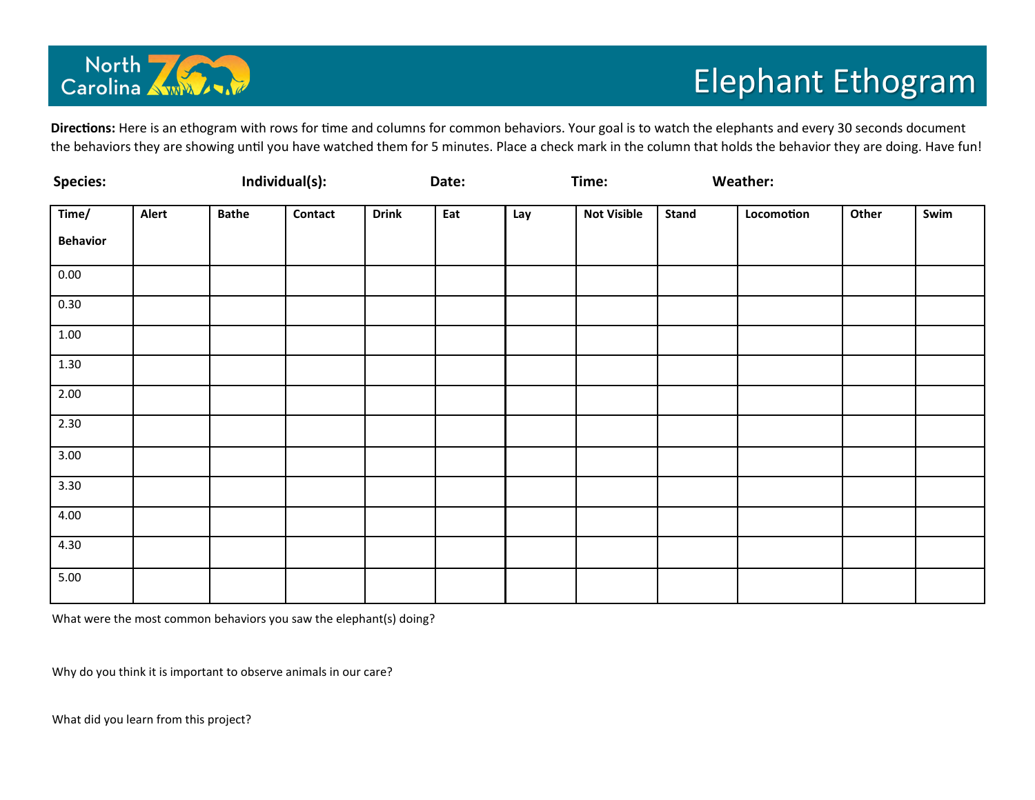# Elephant Ethogram

**Directions:** Here is an ethogram with rows for time and columns for common behaviors. Your goal is to watch the elephants and every 30 seconds document the behaviors they are showing until you have watched them for 5 minutes. Place a check mark in the column that holds the behavior they are doing. Have fun!

**Species:** **Individual(s):** **Date:** **Time:** **Weather:**

| Time/ Behavior | Alert | Bathe | Contact | Drink | Eat | Lay | Not Visible | Stand | Locomotion | Other | Swim |
|---|---|---|---|---|---|---|---|---|---|---|---|
| 0.00 | | | | | | | | | | | |
| 0.30 | | | | | | | | | | | |
| 1.00 | | | | | | | | | | | |
| 1.30 | | | | | | | | | | | |
| 2.00 | | | | | | | | | | | |
| 2.30 | | | | | | | | | | | |
| 3.00 | | | | | | | | | | | |
| 3.30 | | | | | | | | | | | |
| 4.00 | | | | | | | | | | | |
| 4.30 | | | | | | | | | | | |
| 5.00 | | | | | | | | | | | |

What were the most common behaviors you saw the elephant(s) doing?

Why do you think it is important to observe animals in our care?

What did you learn from this project?